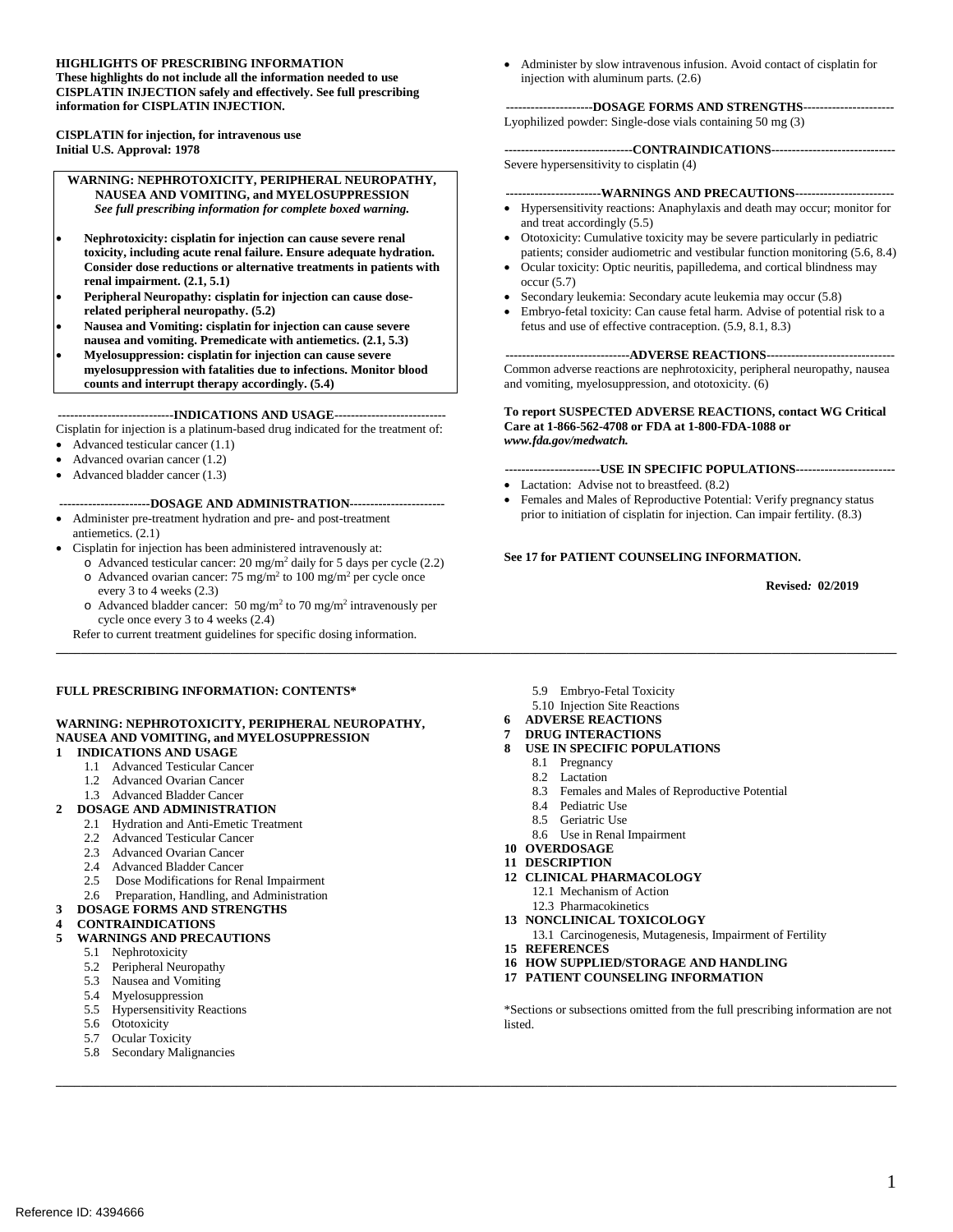**HIGHLIGHTS OF PRESCRIBING INFORMATION**
**These highlights do not include all the information needed to use CISPLATIN INJECTION safely and effectively. See full prescribing information for CISPLATIN INJECTION.**

**CISPLATIN for injection, for intravenous use**
**Initial U.S. Approval: 1978**

**WARNING: NEPHROTOXICITY, PERIPHERAL NEUROPATHY, NAUSEA AND VOMITING, and MYELOSUPPRESSION**
***See full prescribing information for complete boxed warning.***

- **Nephrotoxicity: cisplatin for injection can cause severe renal toxicity, including acute renal failure. Ensure adequate hydration. Consider dose reductions or alternative treatments in patients with renal impairment. (2.1, 5.1)**
- **Peripheral Neuropathy: cisplatin for injection can cause dose-related peripheral neuropathy. (5.2)**
- **Nausea and Vomiting: cisplatin for injection can cause severe nausea and vomiting. Premedicate with antiemetics. (2.1, 5.3)**
- **Myelosuppression: cisplatin for injection can cause severe myelosuppression with fatalities due to infections. Monitor blood counts and interrupt therapy accordingly. (5.4)**

**----------------------------INDICATIONS AND USAGE---------------------------**

Cisplatin for injection is a platinum-based drug indicated for the treatment of:

- Advanced testicular cancer (1.1)
- Advanced ovarian cancer (1.2)
- Advanced bladder cancer (1.3)

**----------------------DOSAGE AND ADMINISTRATION-----------------------**

- Administer pre-treatment hydration and pre- and post-treatment antiemetics. (2.1)
- Cisplatin for injection has been administered intravenously at:
  - Advanced testicular cancer: 20 mg/m$^2$ daily for 5 days per cycle (2.2)
  - Advanced ovarian cancer: 75 mg/m$^2$ to 100 mg/m$^2$ per cycle once every 3 to 4 weeks (2.3)
  - Advanced bladder cancer: 50 mg/m$^2$ to 70 mg/m$^2$ intravenously per cycle once every 3 to 4 weeks (2.4)

  Refer to current treatment guidelines for specific dosing information.
- Administer by slow intravenous infusion. Avoid contact of cisplatin for injection with aluminum parts. (2.6)

**---------------------DOSAGE FORMS AND STRENGTHS----------------------**

Lyophilized powder: Single-dose vials containing 50 mg (3)

**-------------------------------CONTRAINDICATIONS------------------------------**

Severe hypersensitivity to cisplatin (4)

**-----------------------WARNINGS AND PRECAUTIONS------------------------**

- Hypersensitivity reactions: Anaphylaxis and death may occur; monitor for and treat accordingly (5.5)
- Ototoxicity: Cumulative toxicity may be severe particularly in pediatric patients; consider audiometric and vestibular function monitoring (5.6, 8.4)
- Ocular toxicity: Optic neuritis, papilledema, and cortical blindness may occur (5.7)
- Secondary leukemia: Secondary acute leukemia may occur (5.8)
- Embryo-fetal toxicity: Can cause fetal harm. Advise of potential risk to a fetus and use of effective contraception. (5.9, 8.1, 8.3)

**------------------------------ADVERSE REACTIONS-------------------------------**

Common adverse reactions are nephrotoxicity, peripheral neuropathy, nausea and vomiting, myelosuppression, and ototoxicity. (6)

**To report SUSPECTED ADVERSE REACTIONS, contact WG Critical Care at 1-866-562-4708 or FDA at 1-800-FDA-1088 or *www.fda.gov/medwatch.***

**-----------------------USE IN SPECIFIC POPULATIONS------------------------**

- Lactation: Advise not to breastfeed. (8.2)
- Females and Males of Reproductive Potential: Verify pregnancy status prior to initiation of cisplatin for injection. Can impair fertility. (8.3)

**See 17 for PATIENT COUNSELING INFORMATION.**

**Revised: 02/2019**

---

**FULL PRESCRIBING INFORMATION: CONTENTS***

**WARNING: NEPHROTOXICITY, PERIPHERAL NEUROPATHY, NAUSEA AND VOMITING, and MYELOSUPPRESSION**

**1 INDICATIONS AND USAGE**
- 1.1 Advanced Testicular Cancer
- 1.2 Advanced Ovarian Cancer
- 1.3 Advanced Bladder Cancer

**2 DOSAGE AND ADMINISTRATION**
- 2.1 Hydration and Anti-Emetic Treatment
- 2.2 Advanced Testicular Cancer
- 2.3 Advanced Ovarian Cancer
- 2.4 Advanced Bladder Cancer
- 2.5 Dose Modifications for Renal Impairment
- 2.6 Preparation, Handling, and Administration

**3 DOSAGE FORMS AND STRENGTHS**

**4 CONTRAINDICATIONS**

**5 WARNINGS AND PRECAUTIONS**
- 5.1 Nephrotoxicity
- 5.2 Peripheral Neuropathy
- 5.3 Nausea and Vomiting
- 5.4 Myelosuppression
- 5.5 Hypersensitivity Reactions
- 5.6 Ototoxicity
- 5.7 Ocular Toxicity
- 5.8 Secondary Malignancies
- 5.9 Embryo-Fetal Toxicity
- 5.10 Injection Site Reactions

**6 ADVERSE REACTIONS**

**7 DRUG INTERACTIONS**

**8 USE IN SPECIFIC POPULATIONS**
- 8.1 Pregnancy
- 8.2 Lactation
- 8.3 Females and Males of Reproductive Potential
- 8.4 Pediatric Use
- 8.5 Geriatric Use
- 8.6 Use in Renal Impairment

**10 OVERDOSAGE**

**11 DESCRIPTION**

**12 CLINICAL PHARMACOLOGY**
- 12.1 Mechanism of Action
- 12.3 Pharmacokinetics

**13 NONCLINICAL TOXICOLOGY**
- 13.1 Carcinogenesis, Mutagenesis, Impairment of Fertility

**15 REFERENCES**

**16 HOW SUPPLIED/STORAGE AND HANDLING**

**17 PATIENT COUNSELING INFORMATION**

*Sections or subsections omitted from the full prescribing information are not listed.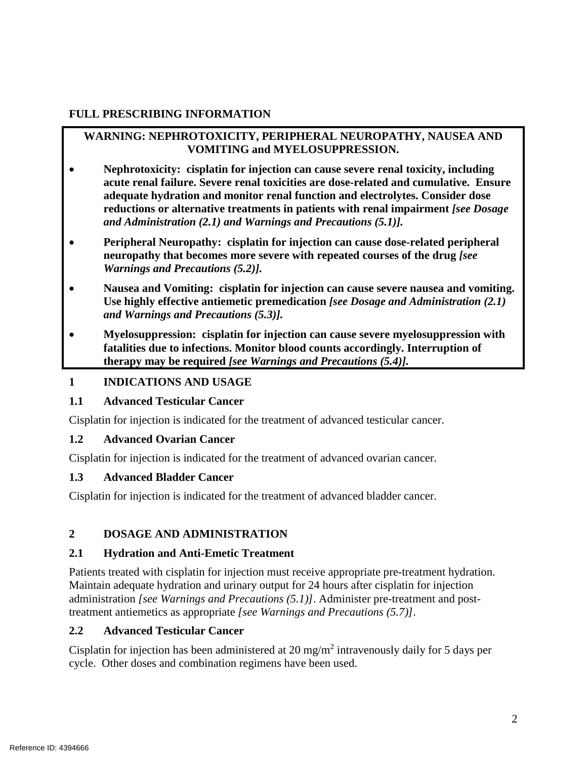# FULL PRESCRIBING INFORMATION

**WARNING: NEPHROTOXICITY, PERIPHERAL NEUROPATHY, NAUSEA AND VOMITING and MYELOSUPPRESSION.**

- **Nephrotoxicity: cisplatin for injection can cause severe renal toxicity, including acute renal failure. Severe renal toxicities are dose-related and cumulative. Ensure adequate hydration and monitor renal function and electrolytes. Consider dose reductions or alternative treatments in patients with renal impairment *[see Dosage and Administration (2.1) and Warnings and Precautions (5.1)].***
- **Peripheral Neuropathy: cisplatin for injection can cause dose-related peripheral neuropathy that becomes more severe with repeated courses of the drug *[see Warnings and Precautions (5.2)].***
- **Nausea and Vomiting: cisplatin for injection can cause severe nausea and vomiting. Use highly effective antiemetic premedication *[see Dosage and Administration (2.1) and Warnings and Precautions (5.3)].***
- **Myelosuppression: cisplatin for injection can cause severe myelosuppression with fatalities due to infections. Monitor blood counts accordingly. Interruption of therapy may be required *[see Warnings and Precautions (5.4)].***

## 1 INDICATIONS AND USAGE

### 1.1 Advanced Testicular Cancer

Cisplatin for injection is indicated for the treatment of advanced testicular cancer.

### 1.2 Advanced Ovarian Cancer

Cisplatin for injection is indicated for the treatment of advanced ovarian cancer.

### 1.3 Advanced Bladder Cancer

Cisplatin for injection is indicated for the treatment of advanced bladder cancer.

## 2 DOSAGE AND ADMINISTRATION

### 2.1 Hydration and Anti-Emetic Treatment

Patients treated with cisplatin for injection must receive appropriate pre-treatment hydration. Maintain adequate hydration and urinary output for 24 hours after cisplatin for injection administration *[see Warnings and Precautions (5.1)]*. Administer pre-treatment and post-treatment antiemetics as appropriate *[see Warnings and Precautions (5.7)]*.

### 2.2 Advanced Testicular Cancer

Cisplatin for injection has been administered at 20 $mg/m^2$ intravenously daily for 5 days per cycle. Other doses and combination regimens have been used.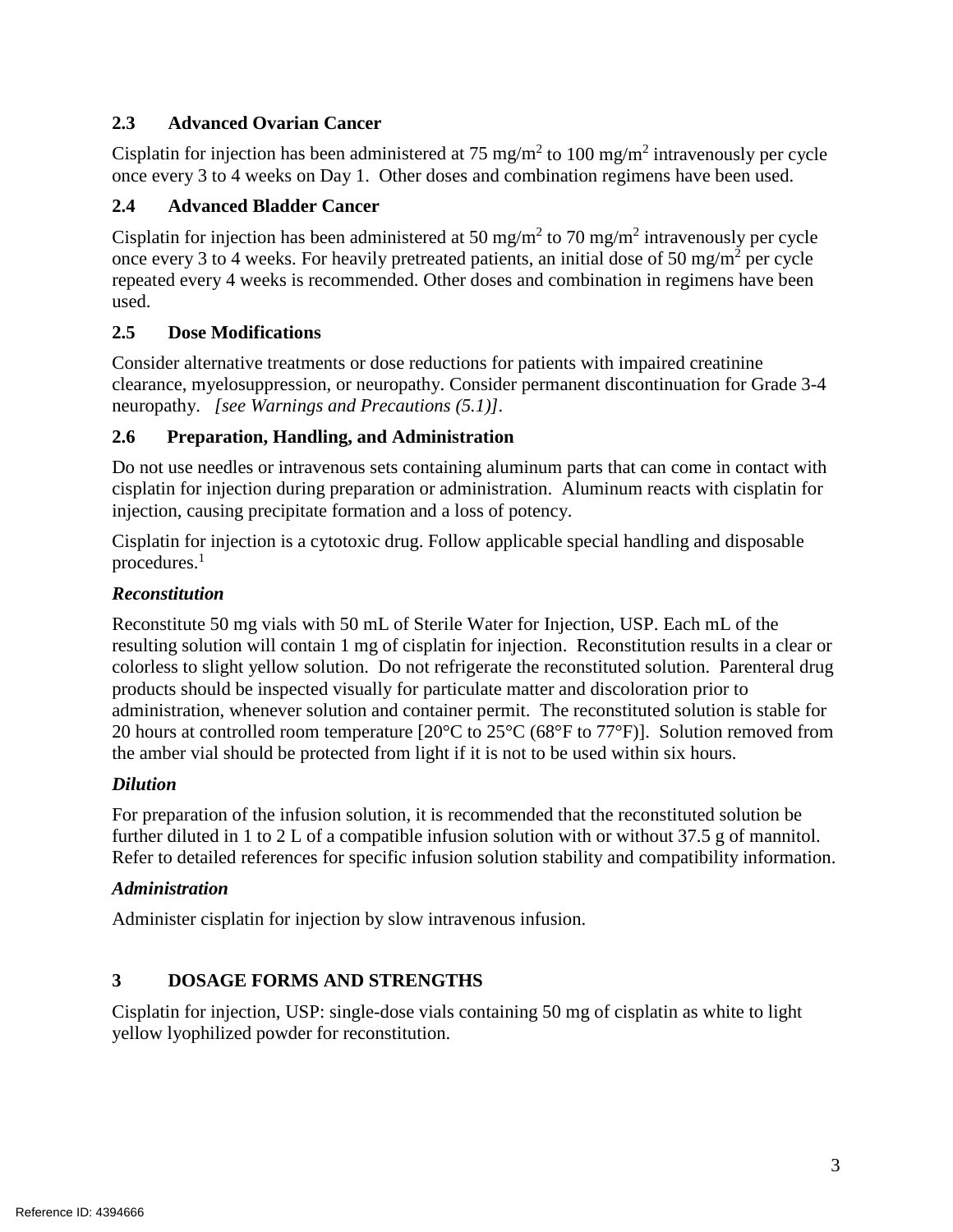### 2.3 Advanced Ovarian Cancer

Cisplatin for injection has been administered at 75 mg/$m^2$ to 100 mg/$m^2$ intravenously per cycle once every 3 to 4 weeks on Day 1. Other doses and combination regimens have been used.

### 2.4 Advanced Bladder Cancer

Cisplatin for injection has been administered at 50 mg/$m^2$ to 70 mg/$m^2$ intravenously per cycle once every 3 to 4 weeks. For heavily pretreated patients, an initial dose of 50 mg/$m^2$ per cycle repeated every 4 weeks is recommended. Other doses and combination in regimens have been used.

### 2.5 Dose Modifications

Consider alternative treatments or dose reductions for patients with impaired creatinine clearance, myelosuppression, or neuropathy. Consider permanent discontinuation for Grade 3-4 neuropathy. *[see Warnings and Precautions (5.1)]*.

### 2.6 Preparation, Handling, and Administration

Do not use needles or intravenous sets containing aluminum parts that can come in contact with cisplatin for injection during preparation or administration. Aluminum reacts with cisplatin for injection, causing precipitate formation and a loss of potency.

Cisplatin for injection is a cytotoxic drug. Follow applicable special handling and disposable procedures.[1]

***Reconstitution***

Reconstitute 50 mg vials with 50 mL of Sterile Water for Injection, USP. Each mL of the resulting solution will contain 1 mg of cisplatin for injection. Reconstitution results in a clear or colorless to slight yellow solution. Do not refrigerate the reconstituted solution. Parenteral drug products should be inspected visually for particulate matter and discoloration prior to administration, whenever solution and container permit. The reconstituted solution is stable for 20 hours at controlled room temperature [20°C to 25°C (68°F to 77°F)]. Solution removed from the amber vial should be protected from light if it is not to be used within six hours.

***Dilution***

For preparation of the infusion solution, it is recommended that the reconstituted solution be further diluted in 1 to 2 L of a compatible infusion solution with or without 37.5 g of mannitol. Refer to detailed references for specific infusion solution stability and compatibility information.

***Administration***

Administer cisplatin for injection by slow intravenous infusion.

## 3 DOSAGE FORMS AND STRENGTHS

Cisplatin for injection, USP: single-dose vials containing 50 mg of cisplatin as white to light yellow lyophilized powder for reconstitution.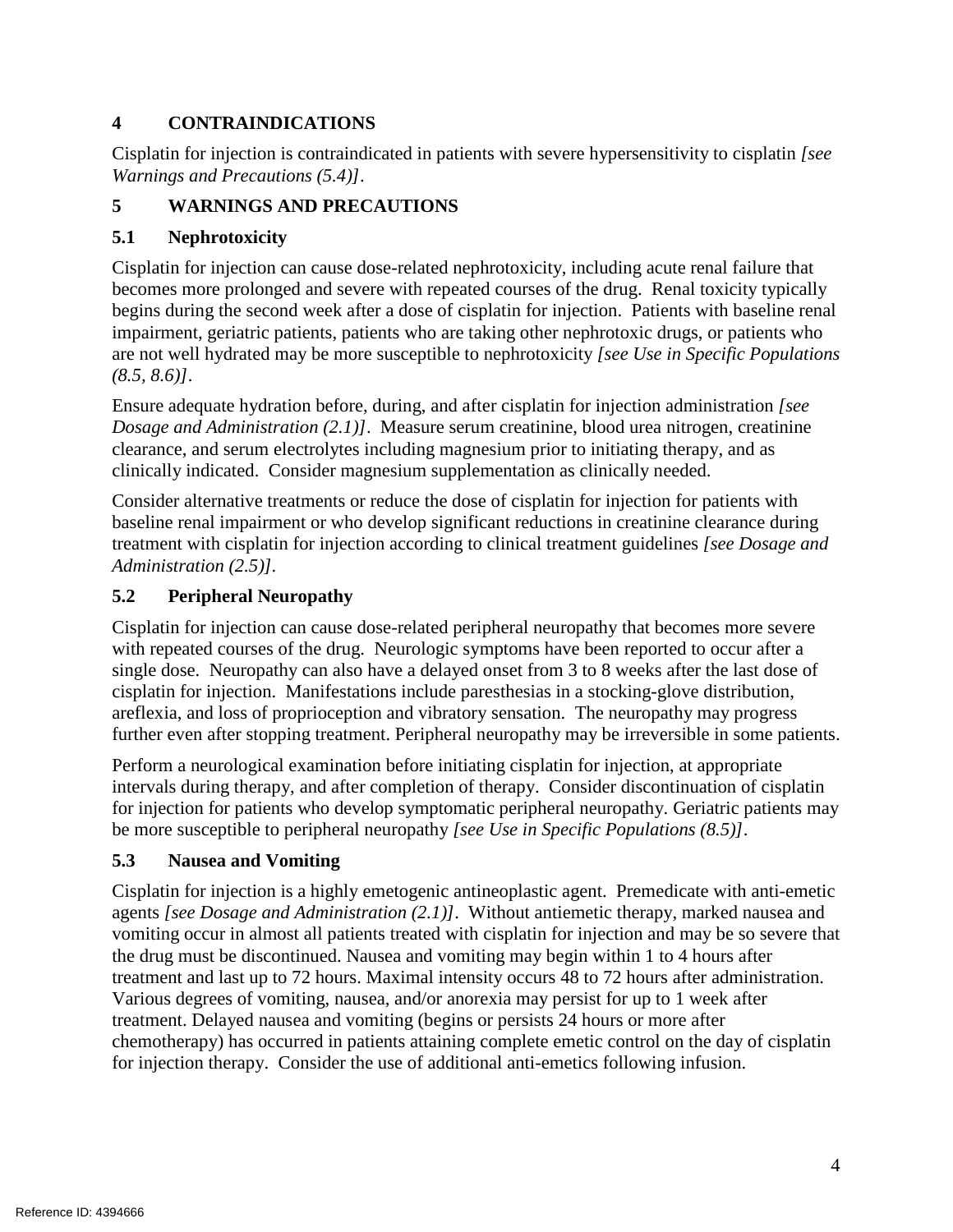## 4 CONTRAINDICATIONS

Cisplatin for injection is contraindicated in patients with severe hypersensitivity to cisplatin *[see Warnings and Precautions (5.4)]*.

## 5 WARNINGS AND PRECAUTIONS

### 5.1 Nephrotoxicity

Cisplatin for injection can cause dose-related nephrotoxicity, including acute renal failure that becomes more prolonged and severe with repeated courses of the drug. Renal toxicity typically begins during the second week after a dose of cisplatin for injection. Patients with baseline renal impairment, geriatric patients, patients who are taking other nephrotoxic drugs, or patients who are not well hydrated may be more susceptible to nephrotoxicity *[see Use in Specific Populations (8.5, 8.6)]*.

Ensure adequate hydration before, during, and after cisplatin for injection administration *[see Dosage and Administration (2.1)]*. Measure serum creatinine, blood urea nitrogen, creatinine clearance, and serum electrolytes including magnesium prior to initiating therapy, and as clinically indicated. Consider magnesium supplementation as clinically needed.

Consider alternative treatments or reduce the dose of cisplatin for injection for patients with baseline renal impairment or who develop significant reductions in creatinine clearance during treatment with cisplatin for injection according to clinical treatment guidelines *[see Dosage and Administration (2.5)]*.

### 5.2 Peripheral Neuropathy

Cisplatin for injection can cause dose-related peripheral neuropathy that becomes more severe with repeated courses of the drug. Neurologic symptoms have been reported to occur after a single dose. Neuropathy can also have a delayed onset from 3 to 8 weeks after the last dose of cisplatin for injection. Manifestations include paresthesias in a stocking-glove distribution, areflexia, and loss of proprioception and vibratory sensation. The neuropathy may progress further even after stopping treatment. Peripheral neuropathy may be irreversible in some patients.

Perform a neurological examination before initiating cisplatin for injection, at appropriate intervals during therapy, and after completion of therapy. Consider discontinuation of cisplatin for injection for patients who develop symptomatic peripheral neuropathy. Geriatric patients may be more susceptible to peripheral neuropathy *[see Use in Specific Populations (8.5)]*.

### 5.3 Nausea and Vomiting

Cisplatin for injection is a highly emetogenic antineoplastic agent. Premedicate with anti-emetic agents *[see Dosage and Administration (2.1)]*. Without antiemetic therapy, marked nausea and vomiting occur in almost all patients treated with cisplatin for injection and may be so severe that the drug must be discontinued. Nausea and vomiting may begin within 1 to 4 hours after treatment and last up to 72 hours. Maximal intensity occurs 48 to 72 hours after administration. Various degrees of vomiting, nausea, and/or anorexia may persist for up to 1 week after treatment. Delayed nausea and vomiting (begins or persists 24 hours or more after chemotherapy) has occurred in patients attaining complete emetic control on the day of cisplatin for injection therapy. Consider the use of additional anti-emetics following infusion.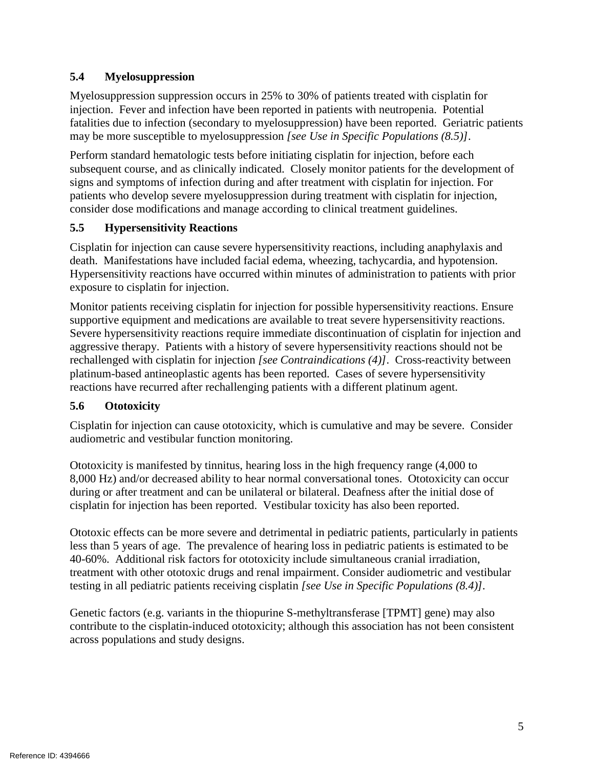### 5.4 Myelosuppression

Myelosuppression suppression occurs in 25% to 30% of patients treated with cisplatin for injection. Fever and infection have been reported in patients with neutropenia. Potential fatalities due to infection (secondary to myelosuppression) have been reported. Geriatric patients may be more susceptible to myelosuppression *[see Use in Specific Populations (8.5)]*.

Perform standard hematologic tests before initiating cisplatin for injection, before each subsequent course, and as clinically indicated. Closely monitor patients for the development of signs and symptoms of infection during and after treatment with cisplatin for injection. For patients who develop severe myelosuppression during treatment with cisplatin for injection, consider dose modifications and manage according to clinical treatment guidelines.

### 5.5 Hypersensitivity Reactions

Cisplatin for injection can cause severe hypersensitivity reactions, including anaphylaxis and death. Manifestations have included facial edema, wheezing, tachycardia, and hypotension. Hypersensitivity reactions have occurred within minutes of administration to patients with prior exposure to cisplatin for injection.

Monitor patients receiving cisplatin for injection for possible hypersensitivity reactions. Ensure supportive equipment and medications are available to treat severe hypersensitivity reactions. Severe hypersensitivity reactions require immediate discontinuation of cisplatin for injection and aggressive therapy. Patients with a history of severe hypersensitivity reactions should not be rechallenged with cisplatin for injection *[see Contraindications (4)]*. Cross-reactivity between platinum-based antineoplastic agents has been reported. Cases of severe hypersensitivity reactions have recurred after rechallenging patients with a different platinum agent.

### 5.6 Ototoxicity

Cisplatin for injection can cause ototoxicity, which is cumulative and may be severe. Consider audiometric and vestibular function monitoring.

Ototoxicity is manifested by tinnitus, hearing loss in the high frequency range (4,000 to 8,000 Hz) and/or decreased ability to hear normal conversational tones. Ototoxicity can occur during or after treatment and can be unilateral or bilateral. Deafness after the initial dose of cisplatin for injection has been reported. Vestibular toxicity has also been reported.

Ototoxic effects can be more severe and detrimental in pediatric patients, particularly in patients less than 5 years of age. The prevalence of hearing loss in pediatric patients is estimated to be 40-60%. Additional risk factors for ototoxicity include simultaneous cranial irradiation, treatment with other ototoxic drugs and renal impairment. Consider audiometric and vestibular testing in all pediatric patients receiving cisplatin *[see Use in Specific Populations (8.4)]*.

Genetic factors (e.g. variants in the thiopurine S-methyltransferase [TPMT] gene) may also contribute to the cisplatin-induced ototoxicity; although this association has not been consistent across populations and study designs.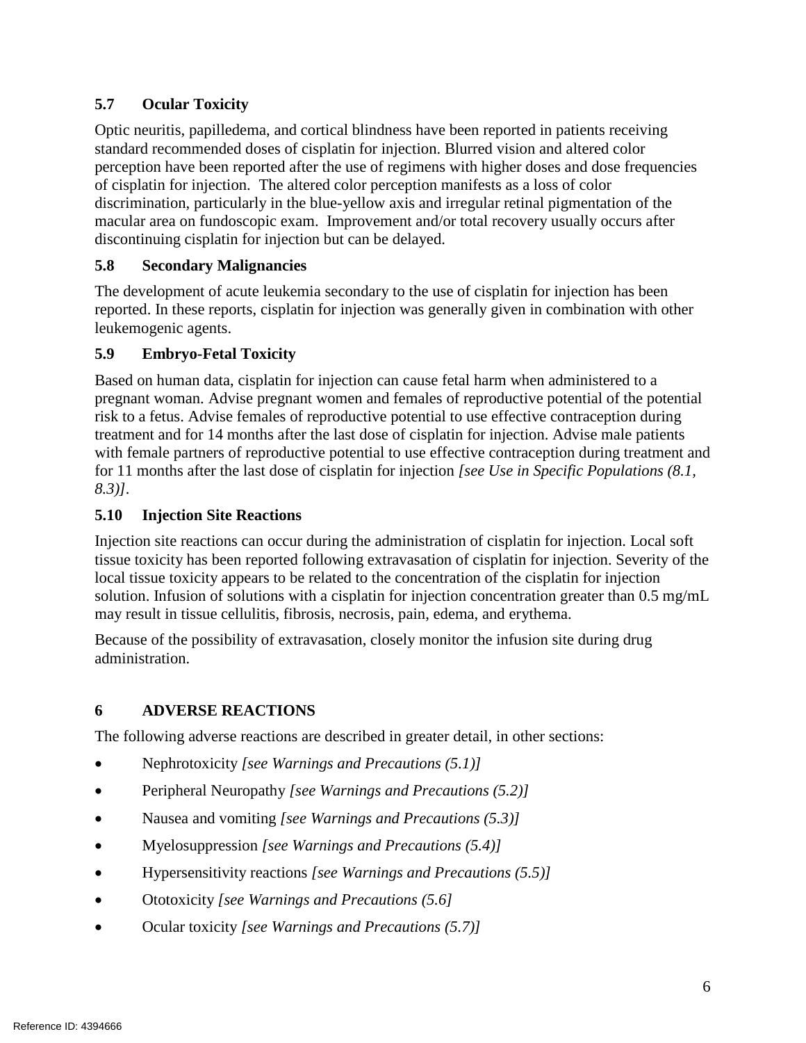### 5.7 Ocular Toxicity

Optic neuritis, papilledema, and cortical blindness have been reported in patients receiving standard recommended doses of cisplatin for injection. Blurred vision and altered color perception have been reported after the use of regimens with higher doses and dose frequencies of cisplatin for injection. The altered color perception manifests as a loss of color discrimination, particularly in the blue-yellow axis and irregular retinal pigmentation of the macular area on fundoscopic exam. Improvement and/or total recovery usually occurs after discontinuing cisplatin for injection but can be delayed.

### 5.8 Secondary Malignancies

The development of acute leukemia secondary to the use of cisplatin for injection has been reported. In these reports, cisplatin for injection was generally given in combination with other leukemogenic agents.

### 5.9 Embryo-Fetal Toxicity

Based on human data, cisplatin for injection can cause fetal harm when administered to a pregnant woman. Advise pregnant women and females of reproductive potential of the potential risk to a fetus. Advise females of reproductive potential to use effective contraception during treatment and for 14 months after the last dose of cisplatin for injection. Advise male patients with female partners of reproductive potential to use effective contraception during treatment and for 11 months after the last dose of cisplatin for injection *[see Use in Specific Populations (8.1, 8.3)]*.

### 5.10 Injection Site Reactions

Injection site reactions can occur during the administration of cisplatin for injection. Local soft tissue toxicity has been reported following extravasation of cisplatin for injection. Severity of the local tissue toxicity appears to be related to the concentration of the cisplatin for injection solution. Infusion of solutions with a cisplatin for injection concentration greater than 0.5 mg/mL may result in tissue cellulitis, fibrosis, necrosis, pain, edema, and erythema.

Because of the possibility of extravasation, closely monitor the infusion site during drug administration.

## 6 ADVERSE REACTIONS

The following adverse reactions are described in greater detail, in other sections:

- Nephrotoxicity *[see Warnings and Precautions (5.1)]*
- Peripheral Neuropathy *[see Warnings and Precautions (5.2)]*
- Nausea and vomiting *[see Warnings and Precautions (5.3)]*
- Myelosuppression *[see Warnings and Precautions (5.4)]*
- Hypersensitivity reactions *[see Warnings and Precautions (5.5)]*
- Ototoxicity *[see Warnings and Precautions (5.6]*
- Ocular toxicity *[see Warnings and Precautions (5.7)]*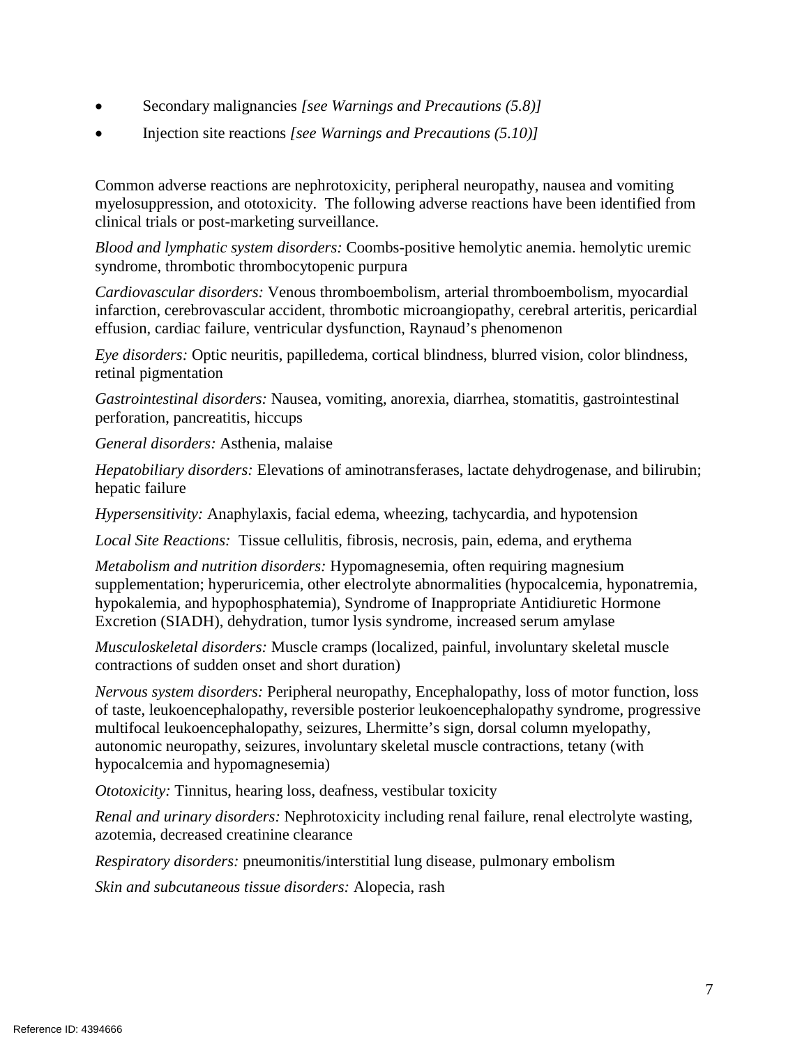- Secondary malignancies *[see Warnings and Precautions (5.8)]*
- Injection site reactions *[see Warnings and Precautions (5.10)]*

Common adverse reactions are nephrotoxicity, peripheral neuropathy, nausea and vomiting myelosuppression, and ototoxicity. The following adverse reactions have been identified from clinical trials or post-marketing surveillance.

*Blood and lymphatic system disorders:* Coombs-positive hemolytic anemia. hemolytic uremic syndrome, thrombotic thrombocytopenic purpura

*Cardiovascular disorders:* Venous thromboembolism, arterial thromboembolism, myocardial infarction, cerebrovascular accident, thrombotic microangiopathy, cerebral arteritis, pericardial effusion, cardiac failure, ventricular dysfunction, Raynaud's phenomenon

*Eye disorders:* Optic neuritis, papilledema, cortical blindness, blurred vision, color blindness, retinal pigmentation

*Gastrointestinal disorders:* Nausea, vomiting, anorexia, diarrhea, stomatitis, gastrointestinal perforation, pancreatitis, hiccups

*General disorders:* Asthenia, malaise

*Hepatobiliary disorders:* Elevations of aminotransferases, lactate dehydrogenase, and bilirubin; hepatic failure

*Hypersensitivity:* Anaphylaxis, facial edema, wheezing, tachycardia, and hypotension

*Local Site Reactions:* Tissue cellulitis, fibrosis, necrosis, pain, edema, and erythema

*Metabolism and nutrition disorders:* Hypomagnesemia, often requiring magnesium supplementation; hyperuricemia, other electrolyte abnormalities (hypocalcemia, hyponatremia, hypokalemia, and hypophosphatemia), Syndrome of Inappropriate Antidiuretic Hormone Excretion (SIADH), dehydration, tumor lysis syndrome, increased serum amylase

*Musculoskeletal disorders:* Muscle cramps (localized, painful, involuntary skeletal muscle contractions of sudden onset and short duration)

*Nervous system disorders:* Peripheral neuropathy, Encephalopathy, loss of motor function, loss of taste, leukoencephalopathy, reversible posterior leukoencephalopathy syndrome, progressive multifocal leukoencephalopathy, seizures, Lhermitte's sign, dorsal column myelopathy, autonomic neuropathy, seizures, involuntary skeletal muscle contractions, tetany (with hypocalcemia and hypomagnesemia)

*Ototoxicity:* Tinnitus, hearing loss, deafness, vestibular toxicity

*Renal and urinary disorders:* Nephrotoxicity including renal failure, renal electrolyte wasting, azotemia, decreased creatinine clearance

*Respiratory disorders:* pneumonitis/interstitial lung disease, pulmonary embolism

*Skin and subcutaneous tissue disorders:* Alopecia, rash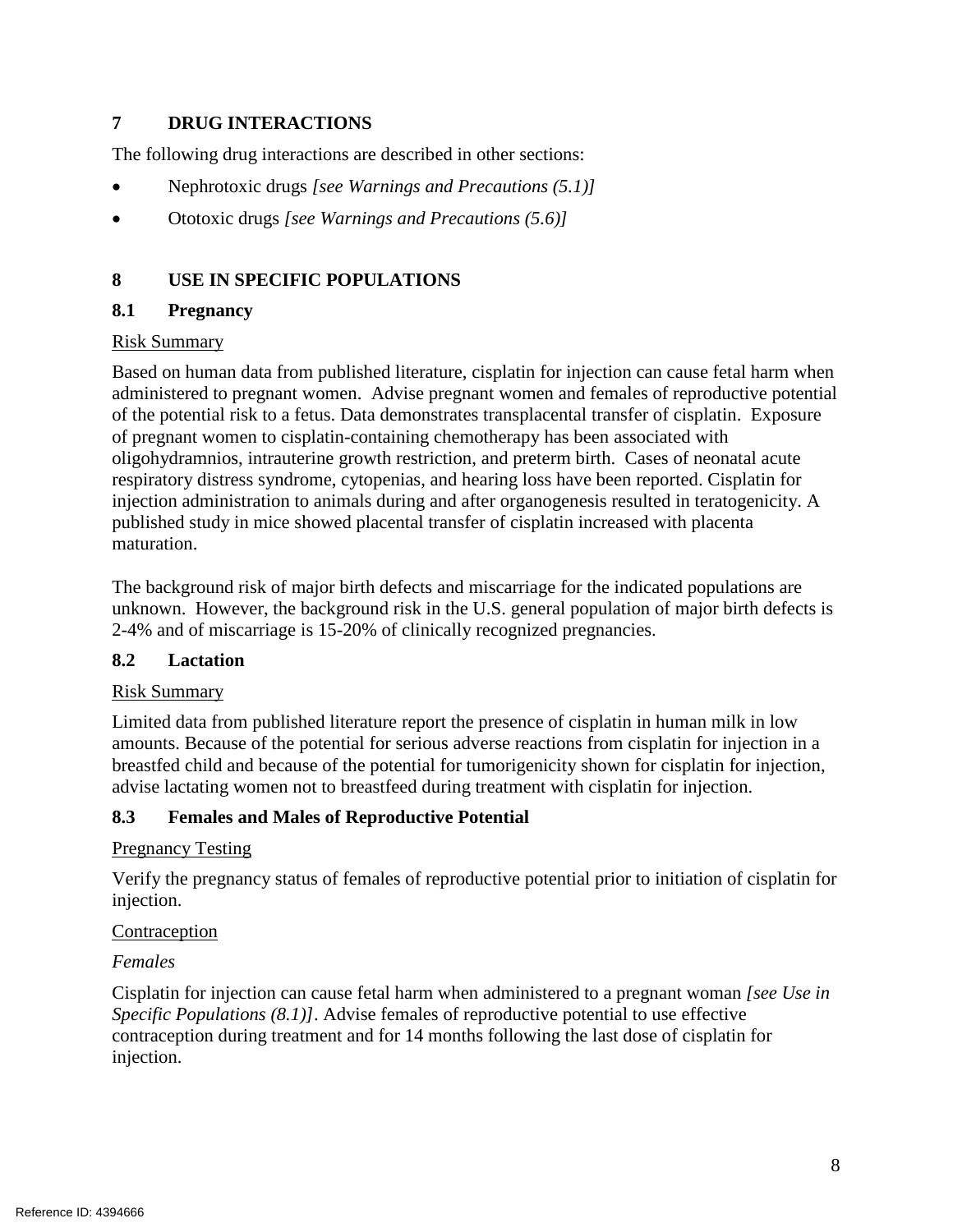## 7 DRUG INTERACTIONS

The following drug interactions are described in other sections:

- Nephrotoxic drugs *[see Warnings and Precautions (5.1)]*
- Ototoxic drugs *[see Warnings and Precautions (5.6)]*

## 8 USE IN SPECIFIC POPULATIONS

### 8.1 Pregnancy

Risk Summary

Based on human data from published literature, cisplatin for injection can cause fetal harm when administered to pregnant women. Advise pregnant women and females of reproductive potential of the potential risk to a fetus. Data demonstrates transplacental transfer of cisplatin. Exposure of pregnant women to cisplatin-containing chemotherapy has been associated with oligohydramnios, intrauterine growth restriction, and preterm birth. Cases of neonatal acute respiratory distress syndrome, cytopenias, and hearing loss have been reported. Cisplatin for injection administration to animals during and after organogenesis resulted in teratogenicity. A published study in mice showed placental transfer of cisplatin increased with placenta maturation.

The background risk of major birth defects and miscarriage for the indicated populations are unknown. However, the background risk in the U.S. general population of major birth defects is 2-4% and of miscarriage is 15-20% of clinically recognized pregnancies.

### 8.2 Lactation

Risk Summary

Limited data from published literature report the presence of cisplatin in human milk in low amounts. Because of the potential for serious adverse reactions from cisplatin for injection in a breastfed child and because of the potential for tumorigenicity shown for cisplatin for injection, advise lactating women not to breastfeed during treatment with cisplatin for injection.

### 8.3 Females and Males of Reproductive Potential

Pregnancy Testing

Verify the pregnancy status of females of reproductive potential prior to initiation of cisplatin for injection.

Contraception

*Females*

Cisplatin for injection can cause fetal harm when administered to a pregnant woman *[see Use in Specific Populations (8.1)]*. Advise females of reproductive potential to use effective contraception during treatment and for 14 months following the last dose of cisplatin for injection.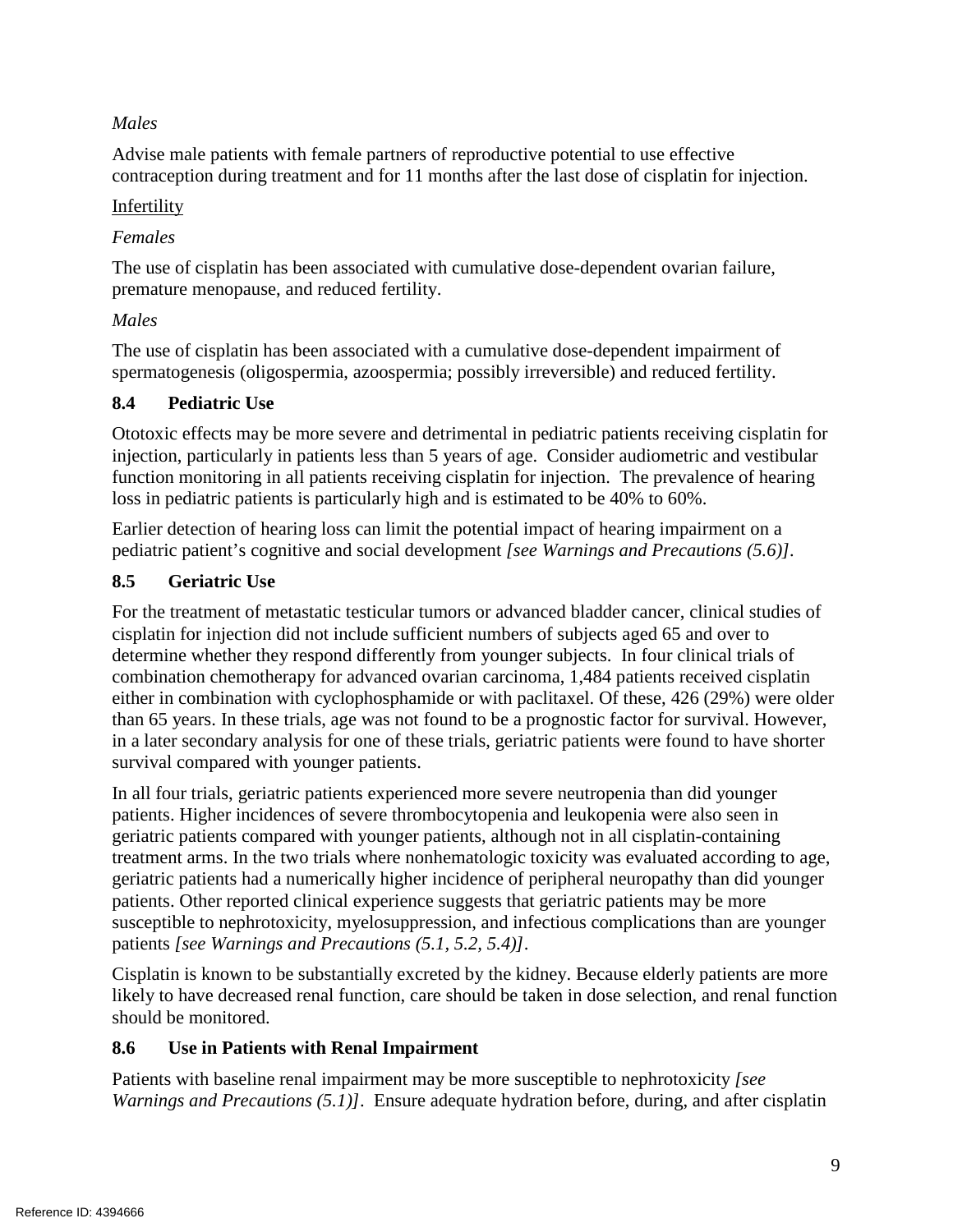*Males*

Advise male patients with female partners of reproductive potential to use effective contraception during treatment and for 11 months after the last dose of cisplatin for injection.

Infertility

*Females*

The use of cisplatin has been associated with cumulative dose-dependent ovarian failure, premature menopause, and reduced fertility.

*Males*

The use of cisplatin has been associated with a cumulative dose-dependent impairment of spermatogenesis (oligospermia, azoospermia; possibly irreversible) and reduced fertility.

### 8.4 Pediatric Use

Ototoxic effects may be more severe and detrimental in pediatric patients receiving cisplatin for injection, particularly in patients less than 5 years of age. Consider audiometric and vestibular function monitoring in all patients receiving cisplatin for injection. The prevalence of hearing loss in pediatric patients is particularly high and is estimated to be 40% to 60%.

Earlier detection of hearing loss can limit the potential impact of hearing impairment on a pediatric patient's cognitive and social development *[see Warnings and Precautions (5.6)]*.

### 8.5 Geriatric Use

For the treatment of metastatic testicular tumors or advanced bladder cancer, clinical studies of cisplatin for injection did not include sufficient numbers of subjects aged 65 and over to determine whether they respond differently from younger subjects. In four clinical trials of combination chemotherapy for advanced ovarian carcinoma, 1,484 patients received cisplatin either in combination with cyclophosphamide or with paclitaxel. Of these, 426 (29%) were older than 65 years. In these trials, age was not found to be a prognostic factor for survival. However, in a later secondary analysis for one of these trials, geriatric patients were found to have shorter survival compared with younger patients.

In all four trials, geriatric patients experienced more severe neutropenia than did younger patients. Higher incidences of severe thrombocytopenia and leukopenia were also seen in geriatric patients compared with younger patients, although not in all cisplatin-containing treatment arms. In the two trials where nonhematologic toxicity was evaluated according to age, geriatric patients had a numerically higher incidence of peripheral neuropathy than did younger patients. Other reported clinical experience suggests that geriatric patients may be more susceptible to nephrotoxicity, myelosuppression, and infectious complications than are younger patients *[see Warnings and Precautions (5.1, 5.2, 5.4)]*.

Cisplatin is known to be substantially excreted by the kidney. Because elderly patients are more likely to have decreased renal function, care should be taken in dose selection, and renal function should be monitored.

### 8.6 Use in Patients with Renal Impairment

Patients with baseline renal impairment may be more susceptible to nephrotoxicity *[see Warnings and Precautions (5.1)]*. Ensure adequate hydration before, during, and after cisplatin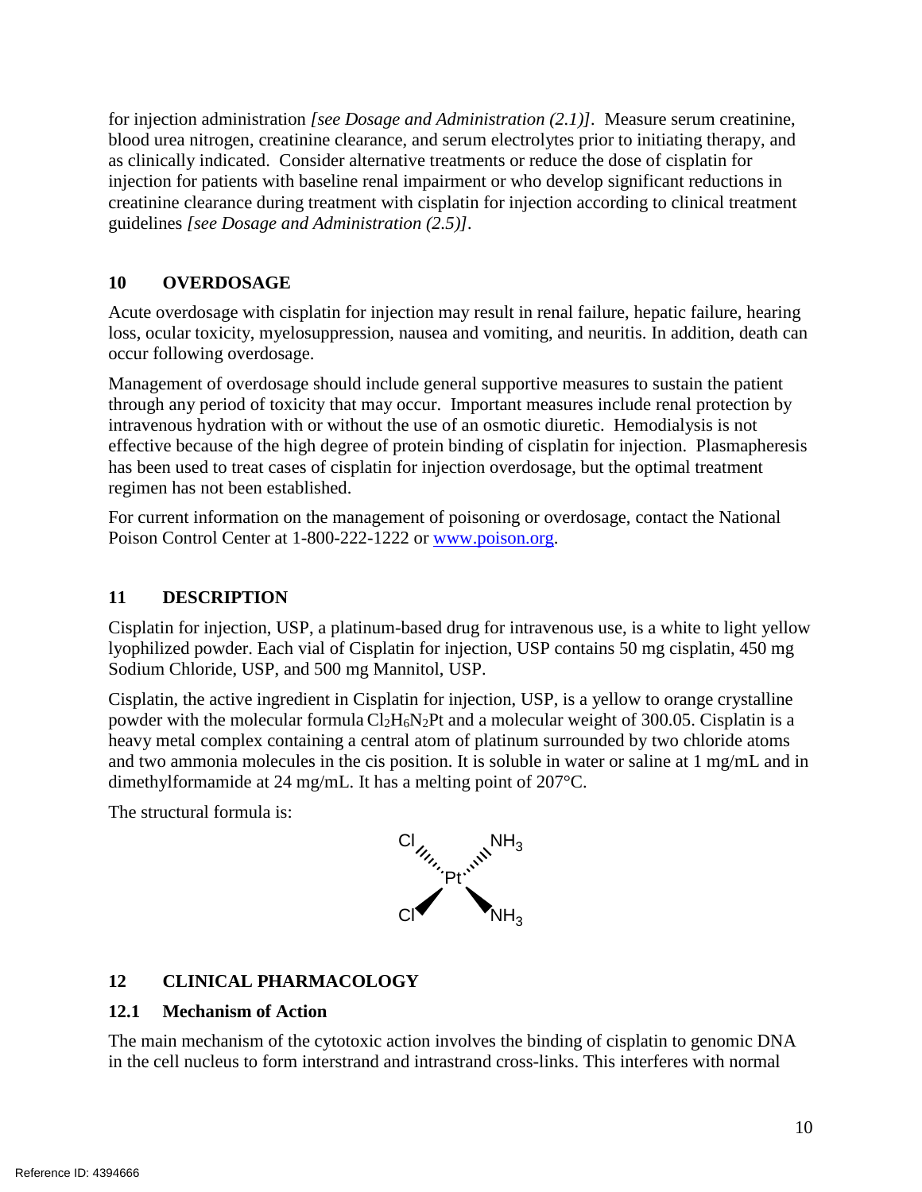for injection administration *[see Dosage and Administration (2.1)]*. Measure serum creatinine, blood urea nitrogen, creatinine clearance, and serum electrolytes prior to initiating therapy, and as clinically indicated. Consider alternative treatments or reduce the dose of cisplatin for injection for patients with baseline renal impairment or who develop significant reductions in creatinine clearance during treatment with cisplatin for injection according to clinical treatment guidelines *[see Dosage and Administration (2.5)]*.

## 10 OVERDOSAGE

Acute overdosage with cisplatin for injection may result in renal failure, hepatic failure, hearing loss, ocular toxicity, myelosuppression, nausea and vomiting, and neuritis. In addition, death can occur following overdosage.

Management of overdosage should include general supportive measures to sustain the patient through any period of toxicity that may occur. Important measures include renal protection by intravenous hydration with or without the use of an osmotic diuretic. Hemodialysis is not effective because of the high degree of protein binding of cisplatin for injection. Plasmapheresis has been used to treat cases of cisplatin for injection overdosage, but the optimal treatment regimen has not been established.

For current information on the management of poisoning or overdosage, contact the National Poison Control Center at 1-800-222-1222 or www.poison.org.

## 11 DESCRIPTION

Cisplatin for injection, USP, a platinum-based drug for intravenous use, is a white to light yellow lyophilized powder. Each vial of Cisplatin for injection, USP contains 50 mg cisplatin, 450 mg Sodium Chloride, USP, and 500 mg Mannitol, USP.

Cisplatin, the active ingredient in Cisplatin for injection, USP, is a yellow to orange crystalline powder with the molecular formula $Cl_2H_6N_2Pt$ and a molecular weight of 300.05. Cisplatin is a heavy metal complex containing a central atom of platinum surrounded by two chloride atoms and two ammonia molecules in the cis position. It is soluble in water or saline at 1 mg/mL and in dimethylformamide at 24 mg/mL. It has a melting point of 207°C.

The structural formula is:

Cl, Cl, Pt, $NH_3$, $NH_3$

## 12 CLINICAL PHARMACOLOGY

### 12.1 Mechanism of Action

The main mechanism of the cytotoxic action involves the binding of cisplatin to genomic DNA in the cell nucleus to form interstrand and intrastrand cross-links. This interferes with normal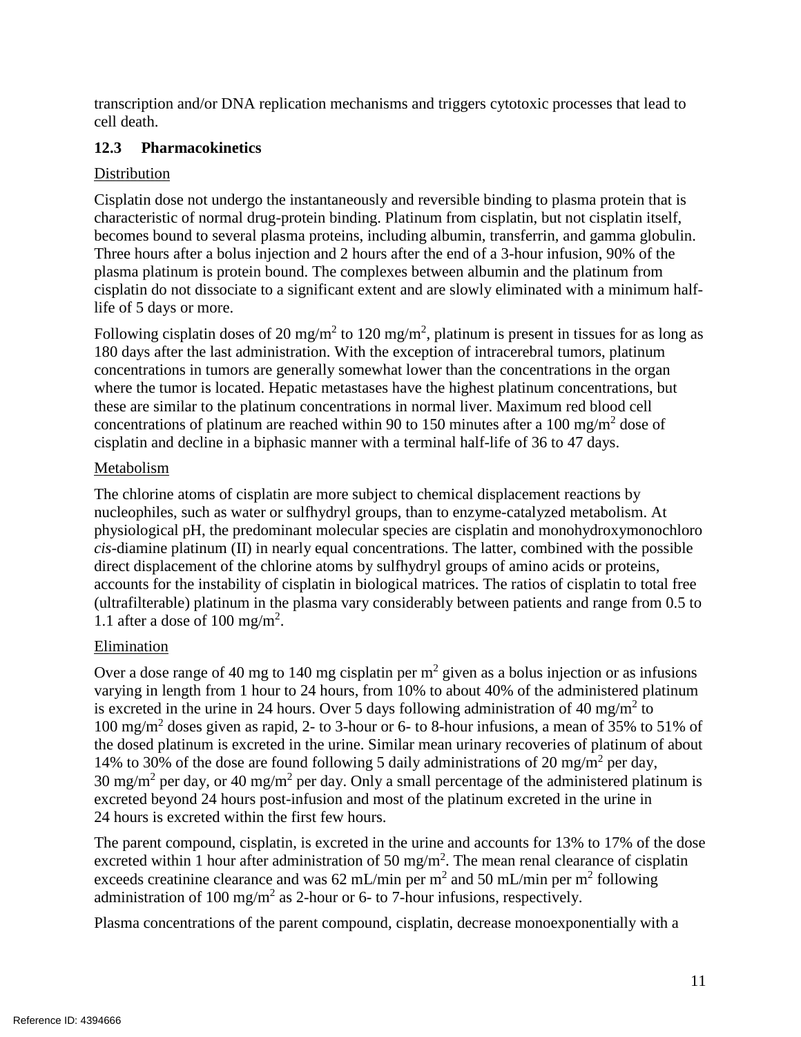transcription and/or DNA replication mechanisms and triggers cytotoxic processes that lead to cell death.

### 12.3 Pharmacokinetics

Distribution

Cisplatin dose not undergo the instantaneously and reversible binding to plasma protein that is characteristic of normal drug-protein binding. Platinum from cisplatin, but not cisplatin itself, becomes bound to several plasma proteins, including albumin, transferrin, and gamma globulin. Three hours after a bolus injection and 2 hours after the end of a 3-hour infusion, 90% of the plasma platinum is protein bound. The complexes between albumin and the platinum from cisplatin do not dissociate to a significant extent and are slowly eliminated with a minimum half-life of 5 days or more.

Following cisplatin doses of 20 $mg/m^2$ to 120 $mg/m^2$, platinum is present in tissues for as long as 180 days after the last administration. With the exception of intracerebral tumors, platinum concentrations in tumors are generally somewhat lower than the concentrations in the organ where the tumor is located. Hepatic metastases have the highest platinum concentrations, but these are similar to the platinum concentrations in normal liver. Maximum red blood cell concentrations of platinum are reached within 90 to 150 minutes after a 100 $mg/m^2$ dose of cisplatin and decline in a biphasic manner with a terminal half-life of 36 to 47 days.

Metabolism

The chlorine atoms of cisplatin are more subject to chemical displacement reactions by nucleophiles, such as water or sulfhydryl groups, than to enzyme-catalyzed metabolism. At physiological pH, the predominant molecular species are cisplatin and monohydroxymonochloro *cis*-diamine platinum (II) in nearly equal concentrations. The latter, combined with the possible direct displacement of the chlorine atoms by sulfhydryl groups of amino acids or proteins, accounts for the instability of cisplatin in biological matrices. The ratios of cisplatin to total free (ultrafilterable) platinum in the plasma vary considerably between patients and range from 0.5 to 1.1 after a dose of 100 $mg/m^2$.

Elimination

Over a dose range of 40 mg to 140 mg cisplatin per $m^2$ given as a bolus injection or as infusions varying in length from 1 hour to 24 hours, from 10% to about 40% of the administered platinum is excreted in the urine in 24 hours. Over 5 days following administration of 40 $mg/m^2$ to 100 $mg/m^2$ doses given as rapid, 2- to 3-hour or 6- to 8-hour infusions, a mean of 35% to 51% of the dosed platinum is excreted in the urine. Similar mean urinary recoveries of platinum of about 14% to 30% of the dose are found following 5 daily administrations of 20 $mg/m^2$ per day, 30 $mg/m^2$ per day, or 40 $mg/m^2$ per day. Only a small percentage of the administered platinum is excreted beyond 24 hours post-infusion and most of the platinum excreted in the urine in 24 hours is excreted within the first few hours.

The parent compound, cisplatin, is excreted in the urine and accounts for 13% to 17% of the dose excreted within 1 hour after administration of 50 $mg/m^2$. The mean renal clearance of cisplatin exceeds creatinine clearance and was 62 mL/min per $m^2$ and 50 mL/min per $m^2$ following administration of 100 $mg/m^2$ as 2-hour or 6- to 7-hour infusions, respectively.

Plasma concentrations of the parent compound, cisplatin, decrease monoexponentially with a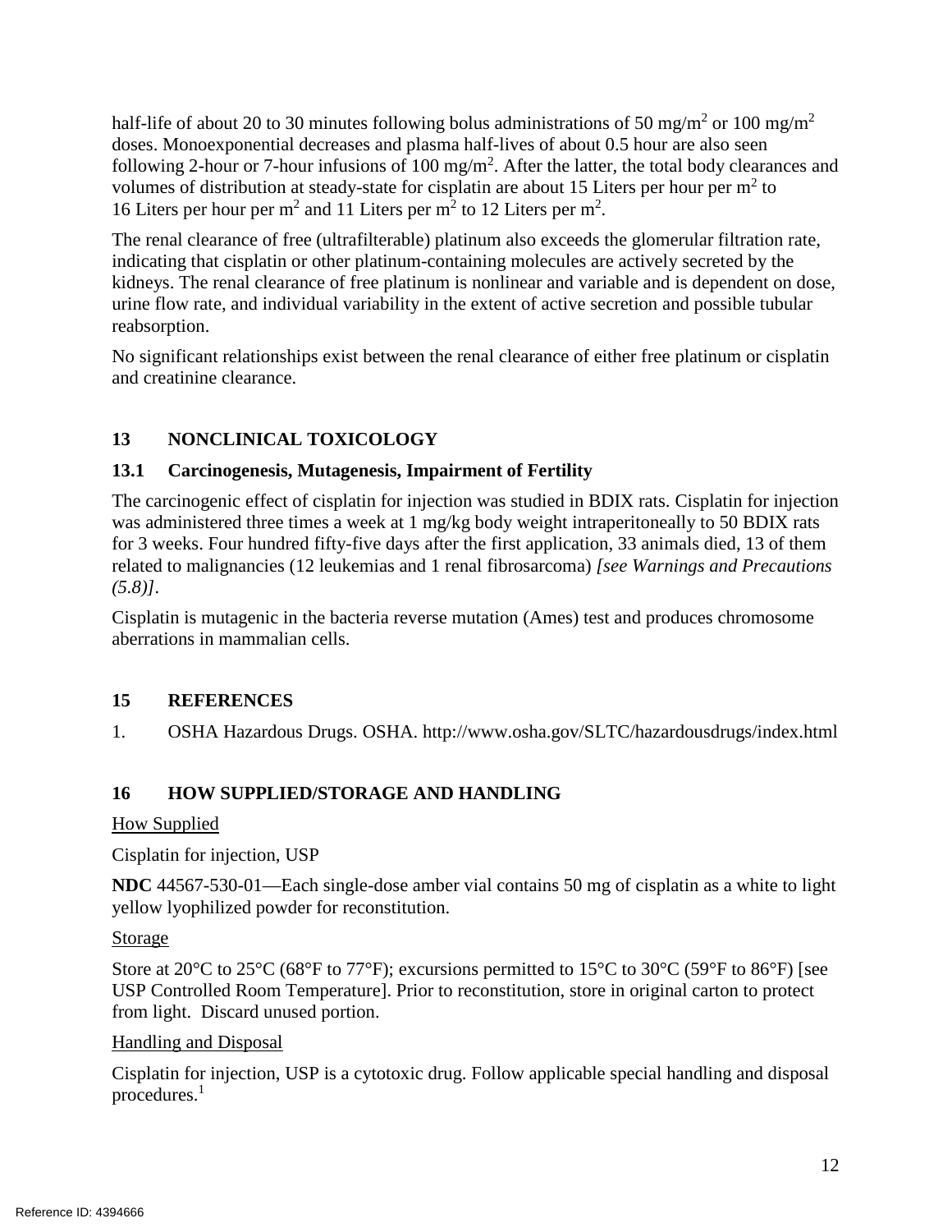half-life of about 20 to 30 minutes following bolus administrations of 50 mg/m$^2$ or 100 mg/m$^2$ doses. Monoexponential decreases and plasma half-lives of about 0.5 hour are also seen following 2-hour or 7-hour infusions of 100 mg/m$^2$. After the latter, the total body clearances and volumes of distribution at steady-state for cisplatin are about 15 Liters per hour per m$^2$ to 16 Liters per hour per m$^2$ and 11 Liters per m$^2$ to 12 Liters per m$^2$.

The renal clearance of free (ultrafilterable) platinum also exceeds the glomerular filtration rate, indicating that cisplatin or other platinum-containing molecules are actively secreted by the kidneys. The renal clearance of free platinum is nonlinear and variable and is dependent on dose, urine flow rate, and individual variability in the extent of active secretion and possible tubular reabsorption.

No significant relationships exist between the renal clearance of either free platinum or cisplatin and creatinine clearance.

## 13 NONCLINICAL TOXICOLOGY

### 13.1 Carcinogenesis, Mutagenesis, Impairment of Fertility

The carcinogenic effect of cisplatin for injection was studied in BDIX rats. Cisplatin for injection was administered three times a week at 1 mg/kg body weight intraperitoneally to 50 BDIX rats for 3 weeks. Four hundred fifty-five days after the first application, 33 animals died, 13 of them related to malignancies (12 leukemias and 1 renal fibrosarcoma) *[see Warnings and Precautions (5.8)]*.

Cisplatin is mutagenic in the bacteria reverse mutation (Ames) test and produces chromosome aberrations in mammalian cells.

## 15 REFERENCES

1. OSHA Hazardous Drugs. OSHA. http://www.osha.gov/SLTC/hazardousdrugs/index.html

## 16 HOW SUPPLIED/STORAGE AND HANDLING

How Supplied

Cisplatin for injection, USP

**NDC** 44567-530-01—Each single-dose amber vial contains 50 mg of cisplatin as a white to light yellow lyophilized powder for reconstitution.

Storage

Store at 20°C to 25°C (68°F to 77°F); excursions permitted to 15°C to 30°C (59°F to 86°F) [see USP Controlled Room Temperature]. Prior to reconstitution, store in original carton to protect from light. Discard unused portion.

Handling and Disposal

Cisplatin for injection, USP is a cytotoxic drug. Follow applicable special handling and disposal procedures.[1]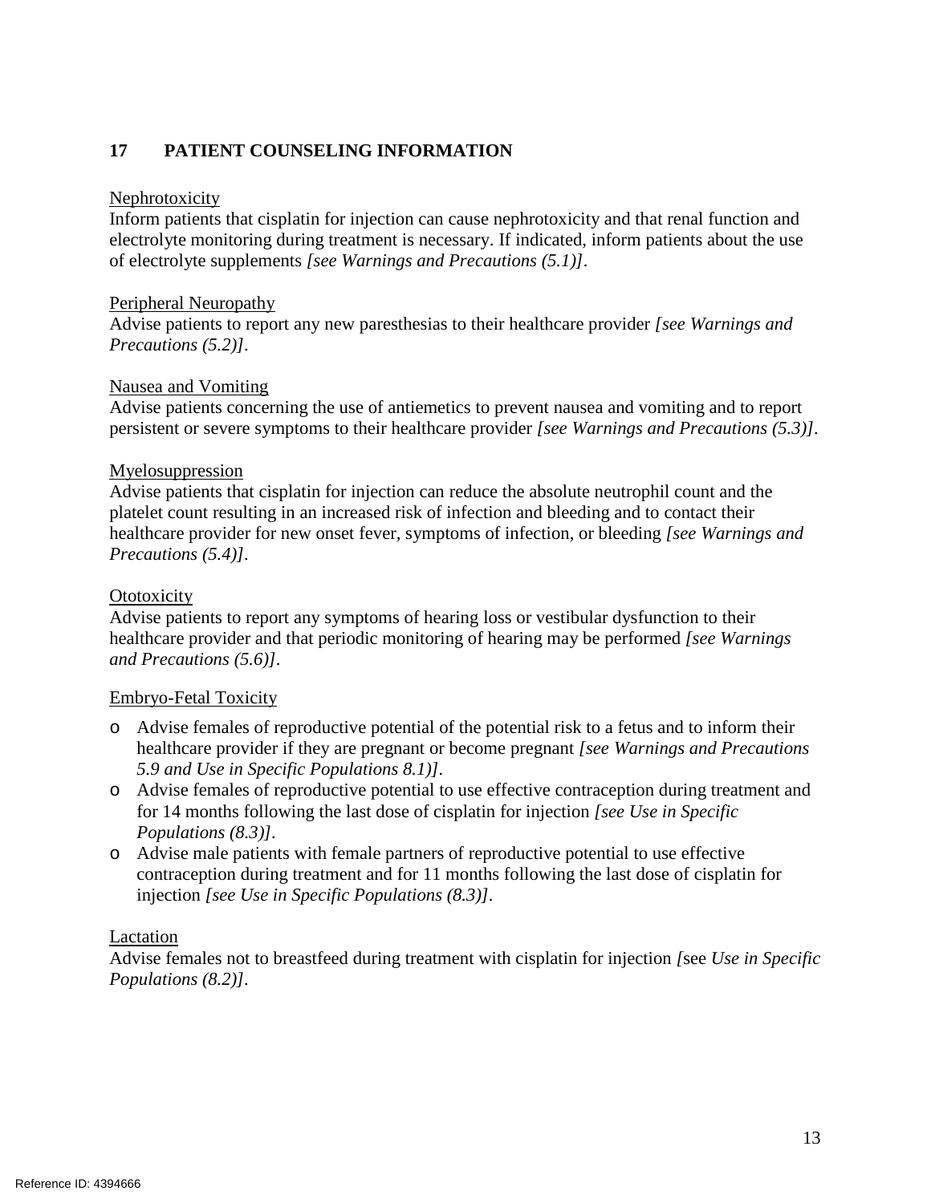## 17 PATIENT COUNSELING INFORMATION

Nephrotoxicity

Inform patients that cisplatin for injection can cause nephrotoxicity and that renal function and electrolyte monitoring during treatment is necessary. If indicated, inform patients about the use of electrolyte supplements *[see Warnings and Precautions (5.1)]*.

Peripheral Neuropathy

Advise patients to report any new paresthesias to their healthcare provider *[see Warnings and Precautions (5.2)]*.

Nausea and Vomiting

Advise patients concerning the use of antiemetics to prevent nausea and vomiting and to report persistent or severe symptoms to their healthcare provider *[see Warnings and Precautions (5.3)]*.

Myelosuppression

Advise patients that cisplatin for injection can reduce the absolute neutrophil count and the platelet count resulting in an increased risk of infection and bleeding and to contact their healthcare provider for new onset fever, symptoms of infection, or bleeding *[see Warnings and Precautions (5.4)]*.

Ototoxicity

Advise patients to report any symptoms of hearing loss or vestibular dysfunction to their healthcare provider and that periodic monitoring of hearing may be performed *[see Warnings and Precautions (5.6)]*.

Embryo-Fetal Toxicity

- Advise females of reproductive potential of the potential risk to a fetus and to inform their healthcare provider if they are pregnant or become pregnant *[see Warnings and Precautions 5.9 and Use in Specific Populations 8.1)]*.
- Advise females of reproductive potential to use effective contraception during treatment and for 14 months following the last dose of cisplatin for injection *[see Use in Specific Populations (8.3)]*.
- Advise male patients with female partners of reproductive potential to use effective contraception during treatment and for 11 months following the last dose of cisplatin for injection *[see Use in Specific Populations (8.3)]*.

Lactation

Advise females not to breastfeed during treatment with cisplatin for injection *[see Use in Specific Populations (8.2)]*.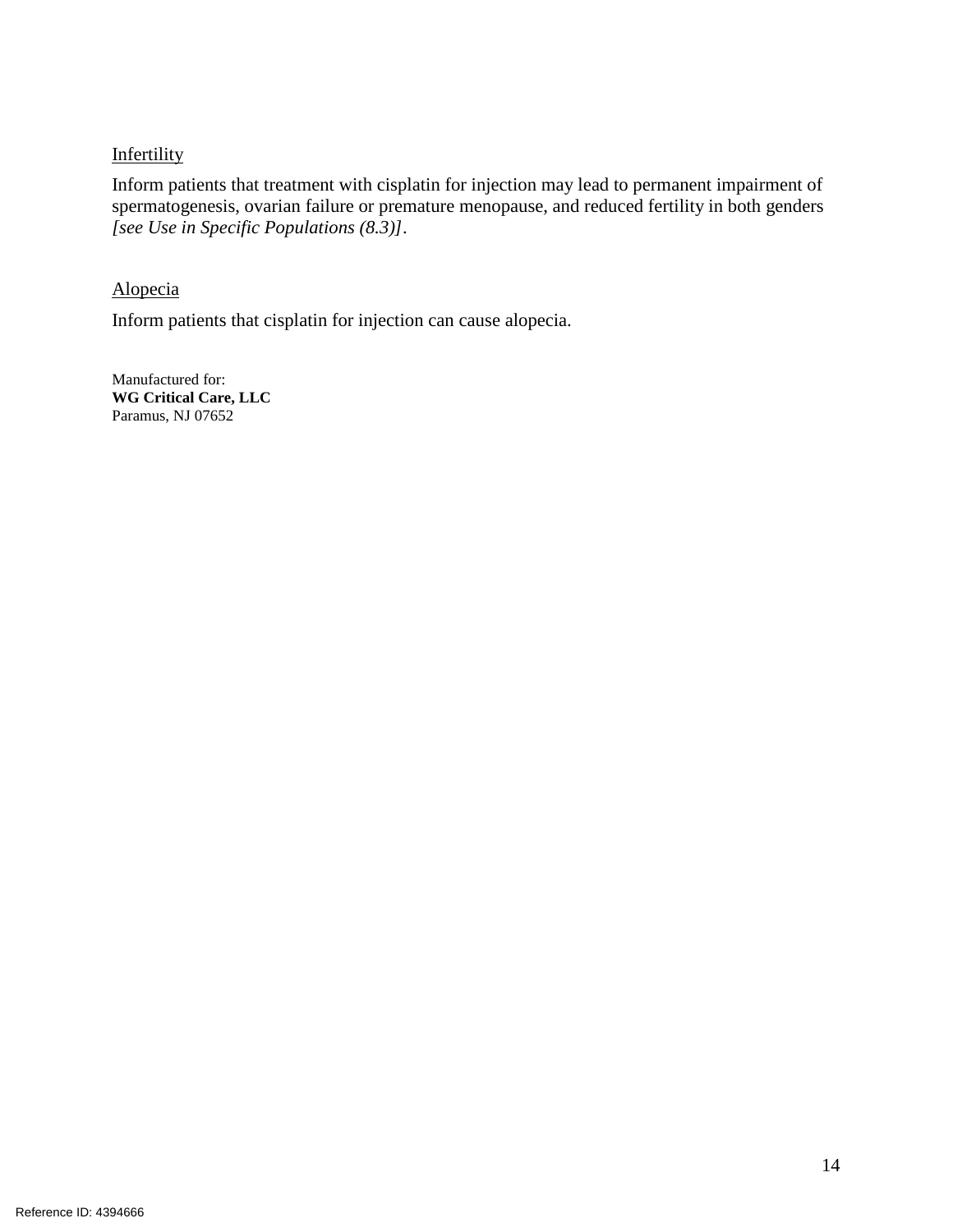Infertility

Inform patients that treatment with cisplatin for injection may lead to permanent impairment of spermatogenesis, ovarian failure or premature menopause, and reduced fertility in both genders *[see Use in Specific Populations (8.3)]*.

Alopecia

Inform patients that cisplatin for injection can cause alopecia.

Manufactured for:
**WG Critical Care, LLC**
Paramus, NJ 07652